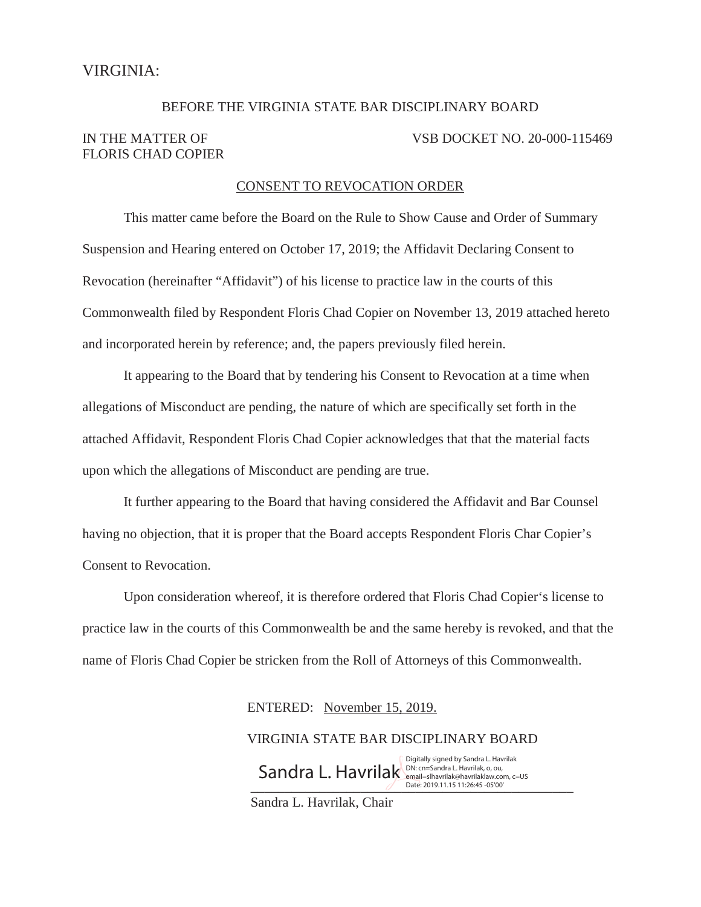VIRGINIA:

BEFORE THE VIRGINIA STATE BAR DISCIPLINARY BOARD

IN THE MATTER OF
FLORIS CHAD COPIER

VSB DOCKET NO. 20-000-115469

CONSENT TO REVOCATION ORDER

This matter came before the Board on the Rule to Show Cause and Order of Summary Suspension and Hearing entered on October 17, 2019; the Affidavit Declaring Consent to Revocation (hereinafter "Affidavit") of his license to practice law in the courts of this Commonwealth filed by Respondent Floris Chad Copier on November 13, 2019 attached hereto and incorporated herein by reference; and, the papers previously filed herein.

It appearing to the Board that by tendering his Consent to Revocation at a time when allegations of Misconduct are pending, the nature of which are specifically set forth in the attached Affidavit, Respondent Floris Chad Copier acknowledges that that the material facts upon which the allegations of Misconduct are pending are true.

It further appearing to the Board that having considered the Affidavit and Bar Counsel having no objection, that it is proper that the Board accepts Respondent Floris Char Copier's Consent to Revocation.

Upon consideration whereof, it is therefore ordered that Floris Chad Copier's license to practice law in the courts of this Commonwealth be and the same hereby is revoked, and that the name of Floris Chad Copier be stricken from the Roll of Attorneys of this Commonwealth.

ENTERED: November 15, 2019.

VIRGINIA STATE BAR DISCIPLINARY BOARD

Sandra L. Havrilak
Digitally signed by Sandra L. Havrilak
DN: cn=Sandra L. Havrilak, o, ou, email=slhavrilak@havrilaklaw.com, c=US
Date: 2019.11.15 11:26:45 -05'00'

Sandra L. Havrilak, Chair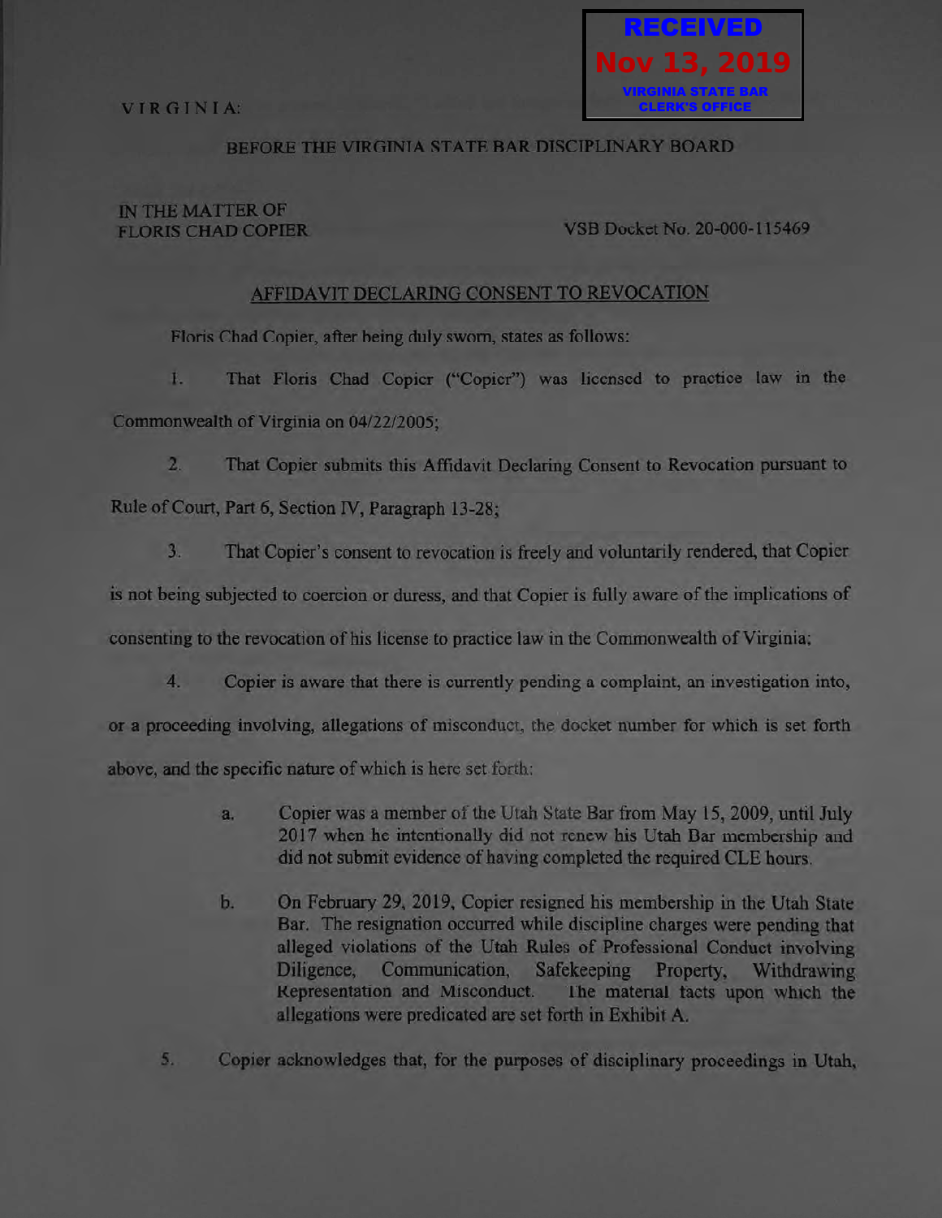RECEIVED
Nov 13, 2019
VIRGINIA STATE BAR
CLERK'S OFFICE

VIRGINIA:

BEFORE THE VIRGINIA STATE BAR DISCIPLINARY BOARD

IN THE MATTER OF
FLORIS CHAD COPIER

VSB Docket No. 20-000-115469

## AFFIDAVIT DECLARING CONSENT TO REVOCATION

Floris Chad Copier, after being duly sworn, states as follows:

1. That Floris Chad Copier ("Copier") was licensed to practice law in the Commonwealth of Virginia on 04/22/2005;

2. That Copier submits this Affidavit Declaring Consent to Revocation pursuant to Rule of Court, Part 6, Section IV, Paragraph 13-28;

3. That Copier's consent to revocation is freely and voluntarily rendered, that Copier is not being subjected to coercion or duress, and that Copier is fully aware of the implications of consenting to the revocation of his license to practice law in the Commonwealth of Virginia;

4. Copier is aware that there is currently pending a complaint, an investigation into, or a proceeding involving, allegations of misconduct, the docket number for which is set forth above, and the specific nature of which is here set forth:

   a. Copier was a member of the Utah State Bar from May 15, 2009, until July 2017 when he intentionally did not renew his Utah Bar membership and did not submit evidence of having completed the required CLE hours.

   b. On February 29, 2019, Copier resigned his membership in the Utah State Bar. The resignation occurred while discipline charges were pending that alleged violations of the Utah Rules of Professional Conduct involving Diligence, Communication, Safekeeping Property, Withdrawing Representation and Misconduct. The material facts upon which the allegations were predicated are set forth in Exhibit A.

5. Copier acknowledges that, for the purposes of disciplinary proceedings in Utah,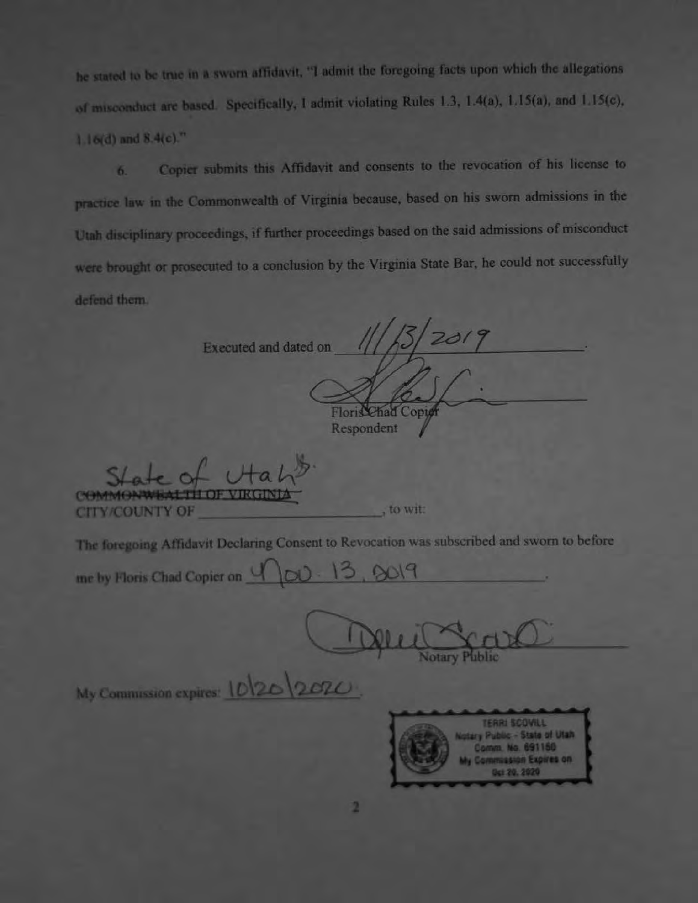he stated to be true in a sworn affidavit, "I admit the foregoing facts upon which the allegations of misconduct are based. Specifically, I admit violating Rules 1.3, 1.4(a), 1.15(a), and 1.15(c), 1.16(d) and 8.4(c)."

6. Copier submits this Affidavit and consents to the revocation of his license to practice law in the Commonwealth of Virginia because, based on his sworn admissions in the Utah disciplinary proceedings, if further proceedings based on the said admissions of misconduct were brought or prosecuted to a conclusion by the Virginia State Bar, he could not successfully defend them.

Executed and dated on 11/13/2019.

Floris Chad Copier
Respondent

State of Utah ~~COMMONWEALTH OF VIRGINIA~~
CITY/COUNTY OF \_\_\_\_\_\_\_\_\_\_\_\_\_\_\_\_, to wit:

The foregoing Affidavit Declaring Consent to Revocation was subscribed and sworn to before me by Floris Chad Copier on Nov. 13, 2019.

Notary Public

My Commission expires: 10/20/2020.

TERRI SCOVILL
Notary Public - State of Utah
Comm. No. 691150
My Commission Expires on
Oct 20, 2020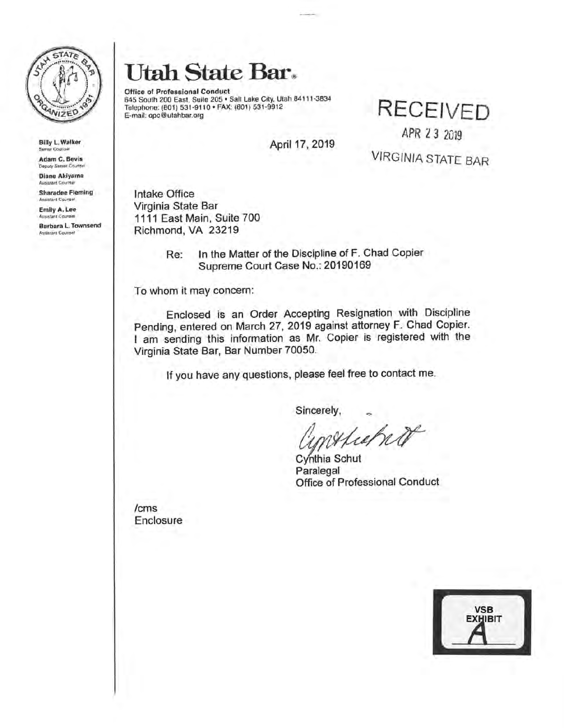# Utah State Bar.

**Office of Professional Conduct**
645 South 200 East, Suite 205 • Salt Lake City, Utah 84111-3834
Telephone: (801) 531-9110 • FAX: (801) 531-9912
E-mail: opc@utahbar.org

**Billy L. Walker**
Senior Counsel

**Adam C. Bevis**
Deputy Senior Counsel

**Diane Akiyama**
Assistant Counsel

**Sharadee Fleming**
Assistant Counsel

**Emily A. Lee**
Assistant Counsel

**Barbara L. Townsend**
Assistant Counsel

RECEIVED
APR 23 2019
VIRGINIA STATE BAR

April 17, 2019

Intake Office
Virginia State Bar
1111 East Main, Suite 700
Richmond, VA 23219

Re: In the Matter of the Discipline of F. Chad Copier
Supreme Court Case No.: 20190169

To whom it may concern:

Enclosed is an Order Accepting Resignation with Discipline Pending, entered on March 27, 2019 against attorney F. Chad Copier. I am sending this information as Mr. Copier is registered with the Virginia State Bar, Bar Number 70050.

If you have any questions, please feel free to contact me.

Sincerely,

Cynthia Schut
Paralegal
Office of Professional Conduct

/cms
Enclosure

VSB EXHIBIT A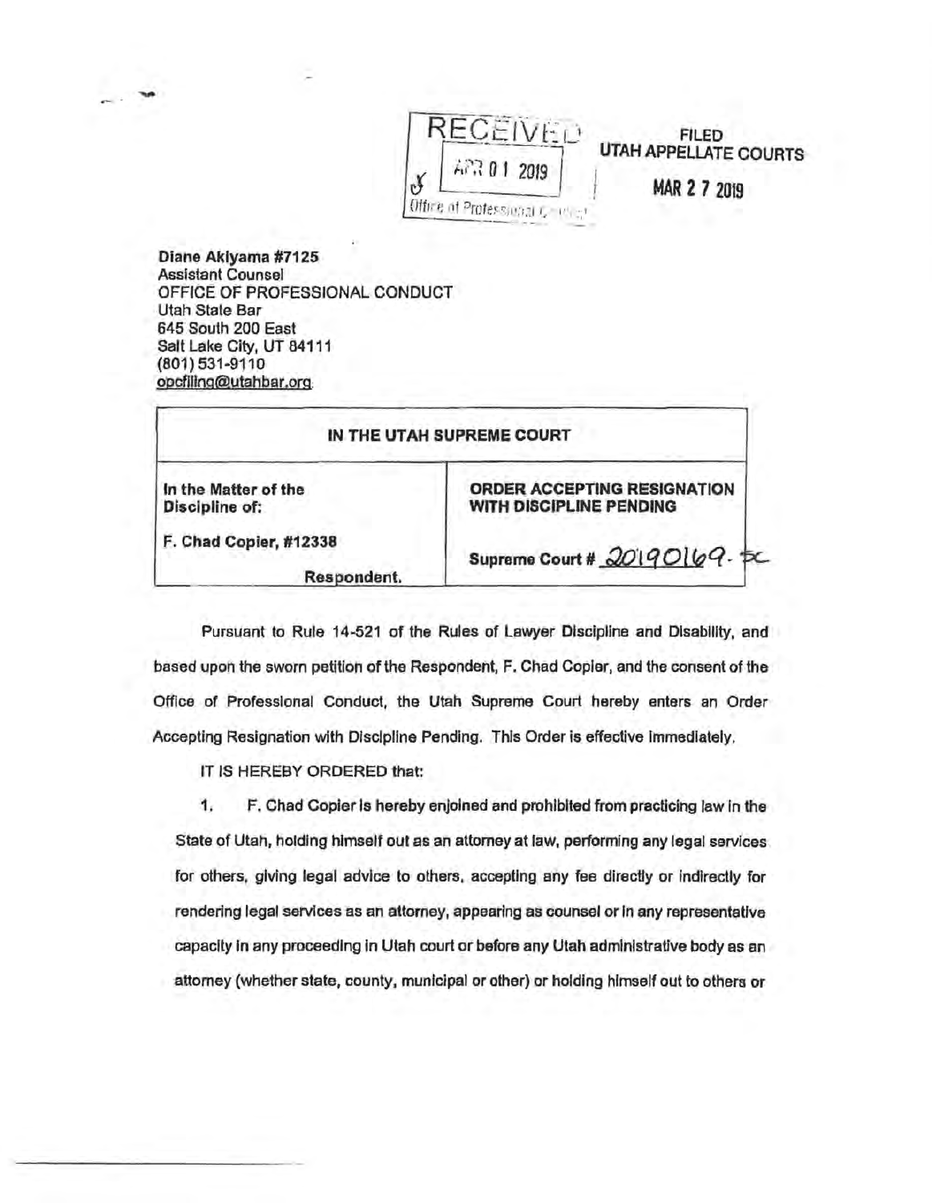RECEIVED
APR 01 2019
Office of Professional Conduct

FILED
UTAH APPELLATE COURTS
MAR 27 2019

**Diane Akiyama #7125**
Assistant Counsel
OFFICE OF PROFESSIONAL CONDUCT
Utah State Bar
645 South 200 East
Salt Lake City, UT 84111
(801) 531-9110
opcfiling@utahbar.org

| **IN THE UTAH SUPREME COURT** | |
|---|---|
| **In the Matter of the Discipline of:** | **ORDER ACCEPTING RESIGNATION WITH DISCIPLINE PENDING** |
| **F. Chad Copier, #12338** | **Supreme Court #** 20190169-SC |
| **Respondent.** | |

Pursuant to Rule 14-521 of the Rules of Lawyer Discipline and Disability, and based upon the sworn petition of the Respondent, F. Chad Copier, and the consent of the Office of Professional Conduct, the Utah Supreme Court hereby enters an Order Accepting Resignation with Discipline Pending. This Order is effective immediately.

IT IS HEREBY ORDERED that:

1. F. Chad Copier is hereby enjoined and prohibited from practicing law in the State of Utah, holding himself out as an attorney at law, performing any legal services for others, giving legal advice to others, accepting any fee directly or indirectly for rendering legal services as an attorney, appearing as counsel or in any representative capacity in any proceeding in Utah court or before any Utah administrative body as an attorney (whether state, county, municipal or other) or holding himself out to others or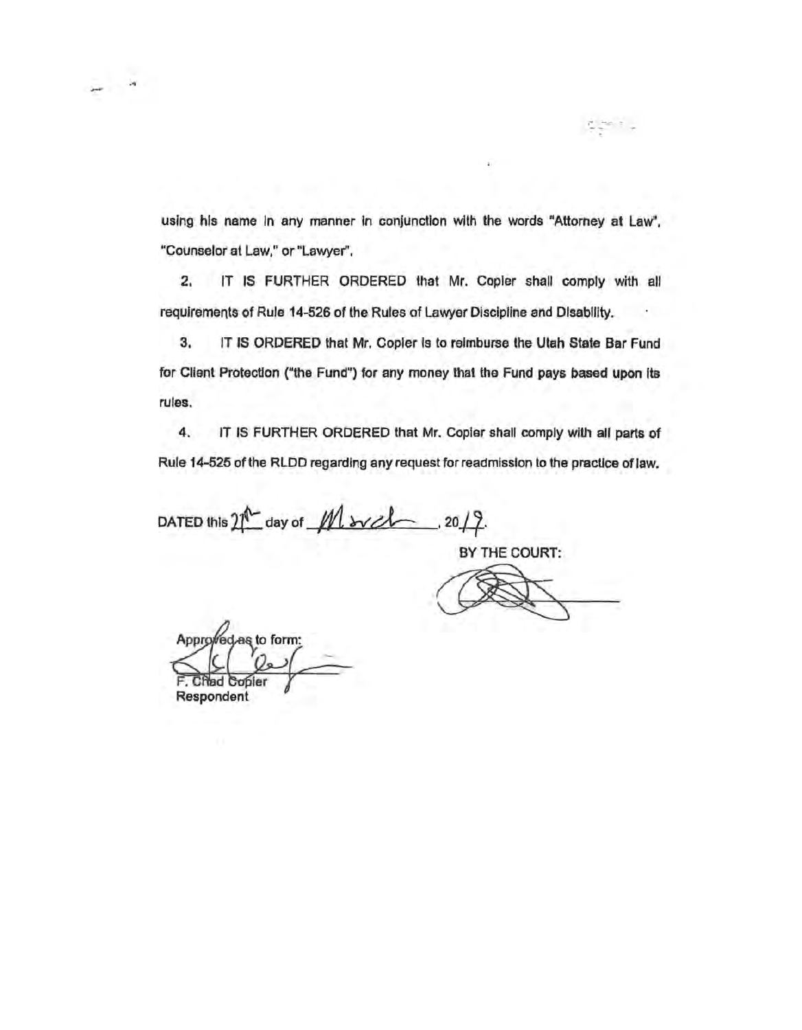using his name in any manner in conjunction with the words "Attorney at Law", "Counselor at Law," or "Lawyer".

2. IT IS FURTHER ORDERED that Mr. Copier shall comply with all requirements of Rule 14-526 of the Rules of Lawyer Discipline and Disability.

3. IT IS ORDERED that Mr. Copier is to reimburse the Utah State Bar Fund for Client Protection ("the Fund") for any money that the Fund pays based upon its rules.

4. IT IS FURTHER ORDERED that Mr. Copier shall comply with all parts of Rule 14-525 of the RLDD regarding any request for readmission to the practice of law.

DATED this 21st day of March, 2019.

BY THE COURT:

Approved as to form:

F. Chad Copier
Respondent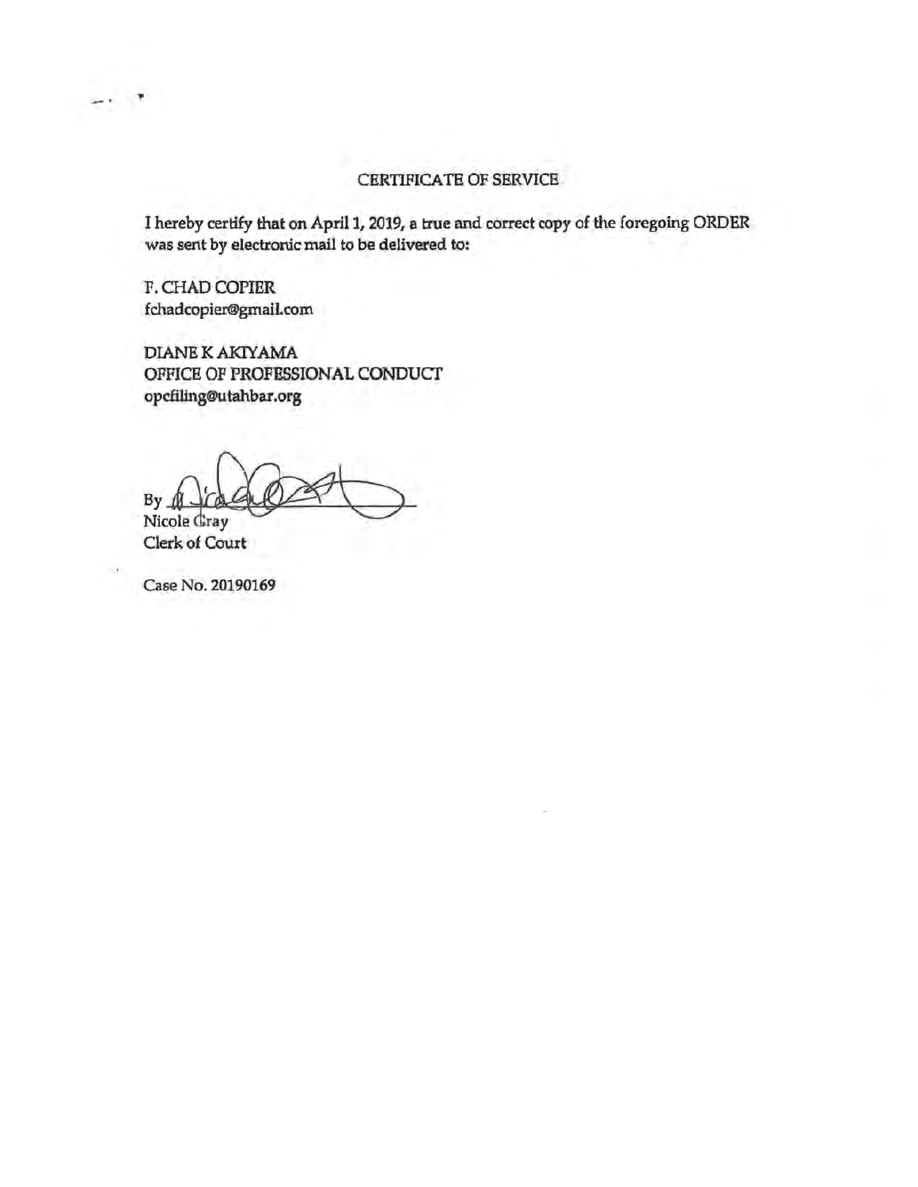## CERTIFICATE OF SERVICE

I hereby certify that on April 1, 2019, a true and correct copy of the foregoing ORDER was sent by electronic mail to be delivered to:

F. CHAD COPIER
fchadcopier@gmail.com

DIANE K AKIYAMA
OFFICE OF PROFESSIONAL CONDUCT
opcfiling@utahbar.org

By
Nicole Gray
Clerk of Court

Case No. 20190169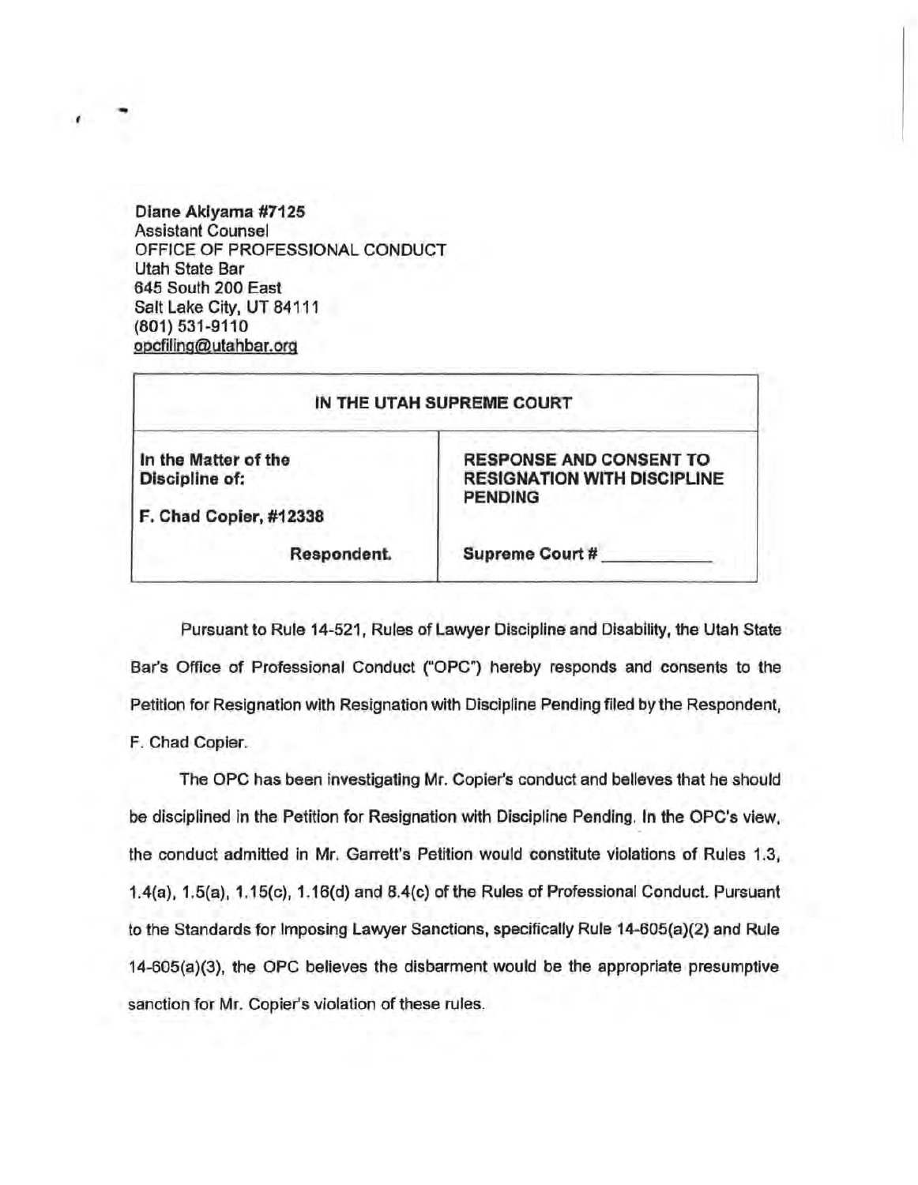**Diane Akiyama #7125**
Assistant Counsel
OFFICE OF PROFESSIONAL CONDUCT
Utah State Bar
645 South 200 East
Salt Lake City, UT 84111
(801) 531-9110
opcfiling@utahbar.org

| IN THE UTAH SUPREME COURT | |
|---|---|
| **In the Matter of the Discipline of:**<br><br>**F. Chad Copier, #12338**<br><br>**Respondent.** | **RESPONSE AND CONSENT TO RESIGNATION WITH DISCIPLINE PENDING**<br><br>**Supreme Court # \_\_\_\_\_\_\_\_\_\_** |

Pursuant to Rule 14-521, Rules of Lawyer Discipline and Disability, the Utah State Bar's Office of Professional Conduct ("OPC") hereby responds and consents to the Petition for Resignation with Resignation with Discipline Pending filed by the Respondent, F. Chad Copier.

The OPC has been investigating Mr. Copier's conduct and believes that he should be disciplined in the Petition for Resignation with Discipline Pending. In the OPC's view, the conduct admitted in Mr. Garrett's Petition would constitute violations of Rules 1.3, 1.4(a), 1.5(a), 1.15(c), 1.16(d) and 8.4(c) of the Rules of Professional Conduct. Pursuant to the Standards for Imposing Lawyer Sanctions, specifically Rule 14-605(a)(2) and Rule 14-605(a)(3), the OPC believes the disbarment would be the appropriate presumptive sanction for Mr. Copier's violation of these rules.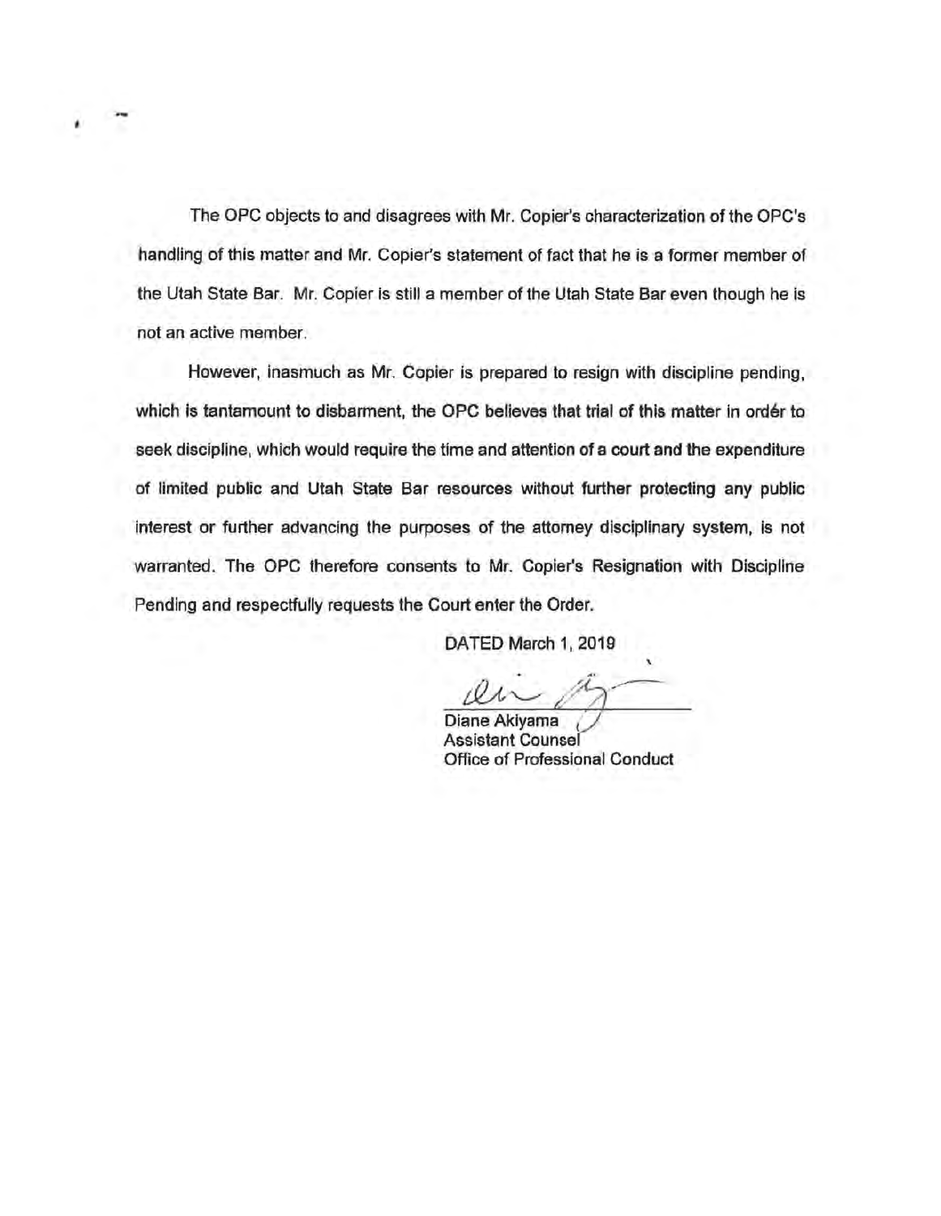The OPC objects to and disagrees with Mr. Copier's characterization of the OPC's handling of this matter and Mr. Copier's statement of fact that he is a former member of the Utah State Bar. Mr. Copier is still a member of the Utah State Bar even though he is not an active member.

However, inasmuch as Mr. Copier is prepared to resign with discipline pending, which is tantamount to disbarment, the OPC believes that trial of this matter in order to seek discipline, which would require the time and attention of a court and the expenditure of limited public and Utah State Bar resources without further protecting any public interest or further advancing the purposes of the attorney disciplinary system, is not warranted. The OPC therefore consents to Mr. Copier's Resignation with Discipline Pending and respectfully requests the Court enter the Order.

DATED March 1, 2019

Diane Akiyama
Assistant Counsel
Office of Professional Conduct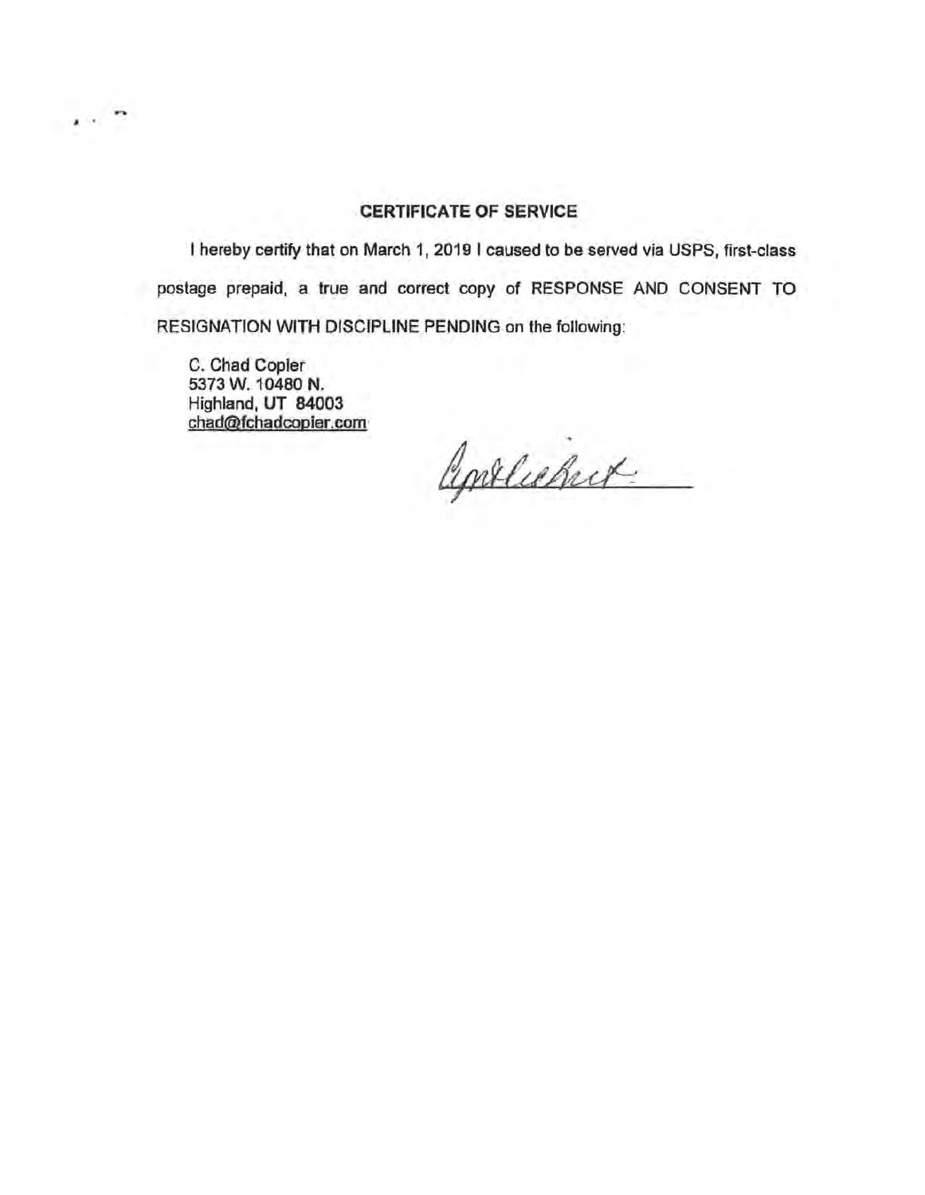## CERTIFICATE OF SERVICE

I hereby certify that on March 1, 2019 I caused to be served via USPS, first-class postage prepaid, a true and correct copy of RESPONSE AND CONSENT TO RESIGNATION WITH DISCIPLINE PENDING on the following:

C. Chad Copier
5373 W. 10480 N.
Highland, UT 84003
chad@fchadcopier.com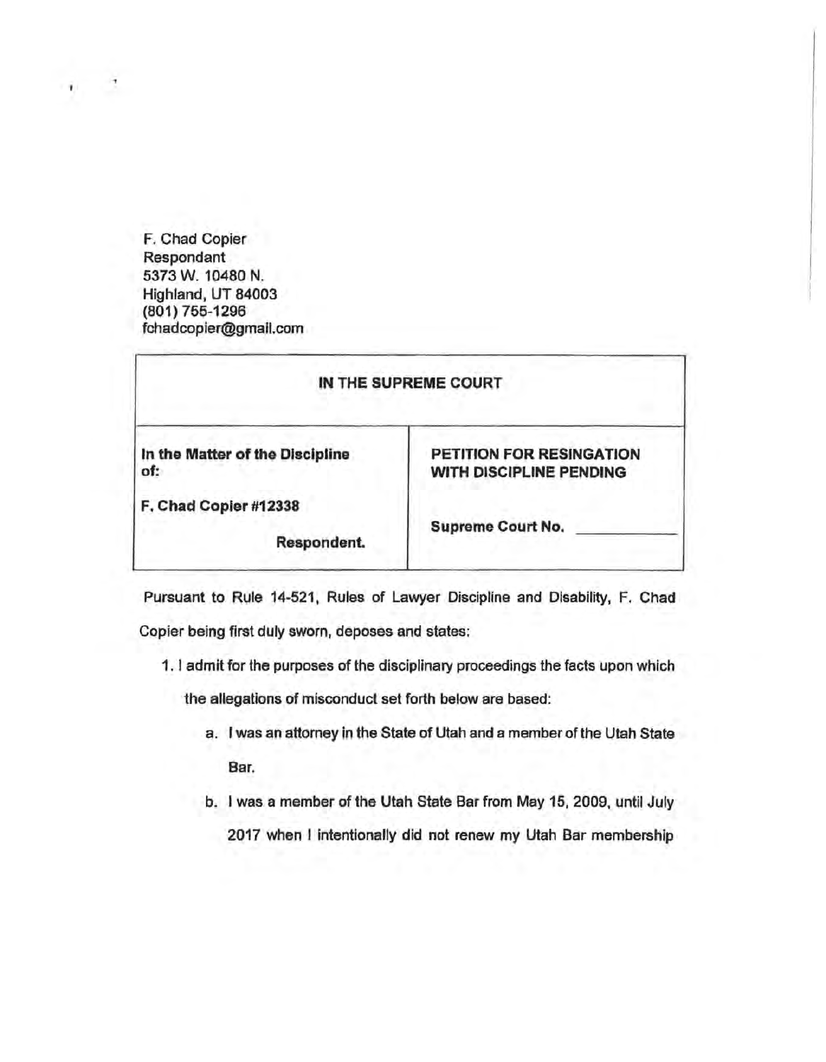F. Chad Copier
Respondant
5373 W. 10480 N.
Highland, UT 84003
(801) 755-1296
fchadcopier@gmail.com

| IN THE SUPREME COURT | |
|---|---|
| **In the Matter of the Discipline of:**<br><br>**F. Chad Copier #12338**<br><br>**Respondent.** | **PETITION FOR RESINGATION WITH DISCIPLINE PENDING**<br><br>**Supreme Court No.** ___________ |

Pursuant to Rule 14-521, Rules of Lawyer Discipline and Disability, F. Chad Copier being first duly sworn, deposes and states:

1. I admit for the purposes of the disciplinary proceedings the facts upon which the allegations of misconduct set forth below are based:
   a. I was an attorney in the State of Utah and a member of the Utah State Bar.
   b. I was a member of the Utah State Bar from May 15, 2009, until July 2017 when I intentionally did not renew my Utah Bar membership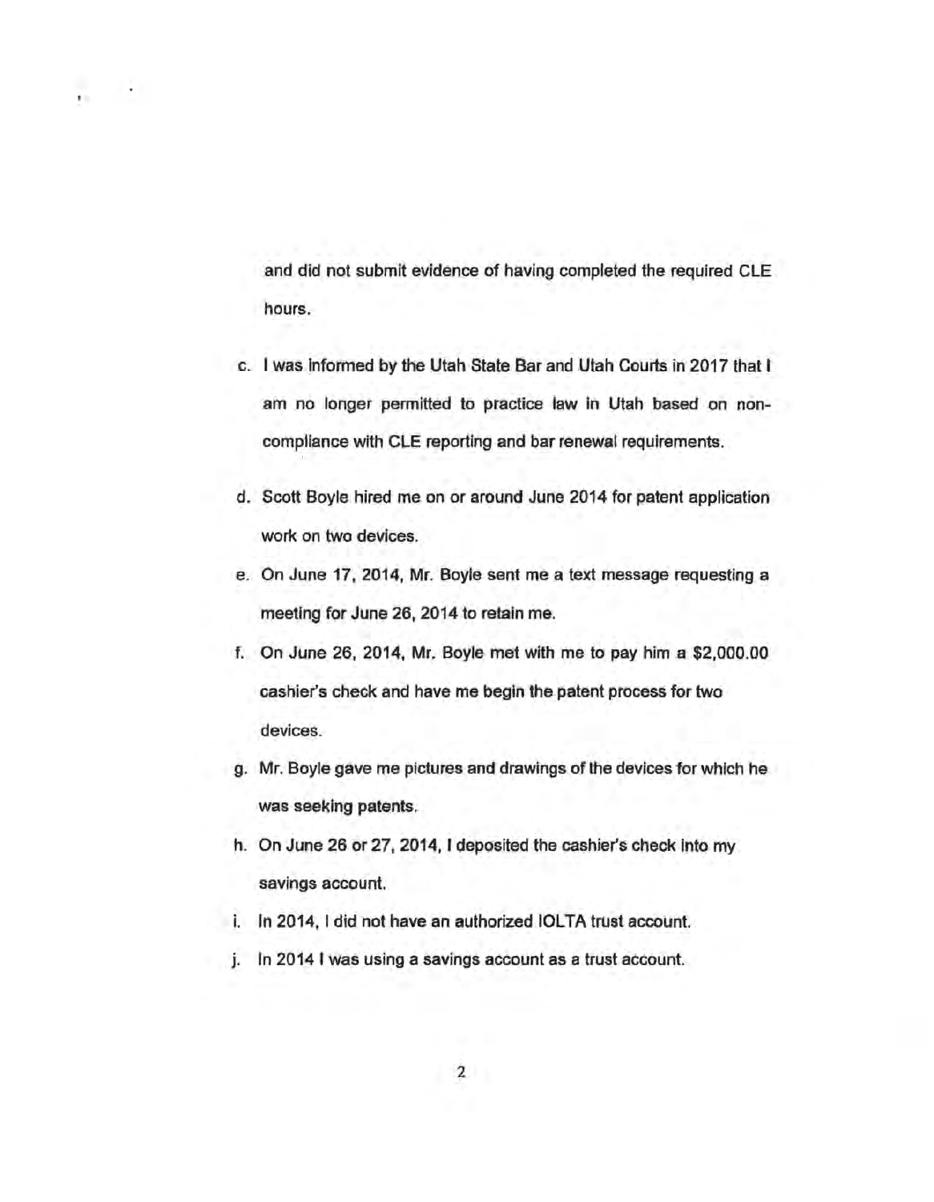and did not submit evidence of having completed the required CLE hours.

c. I was informed by the Utah State Bar and Utah Courts in 2017 that I am no longer permitted to practice law in Utah based on non-compliance with CLE reporting and bar renewal requirements.

d. Scott Boyle hired me on or around June 2014 for patent application work on two devices.

e. On June 17, 2014, Mr. Boyle sent me a text message requesting a meeting for June 26, 2014 to retain me.

f. On June 26, 2014, Mr. Boyle met with me to pay him a $2,000.00 cashier's check and have me begin the patent process for two devices.

g. Mr. Boyle gave me pictures and drawings of the devices for which he was seeking patents.

h. On June 26 or 27, 2014, I deposited the cashier's check into my savings account.

i. In 2014, I did not have an authorized IOLTA trust account.

j. In 2014 I was using a savings account as a trust account.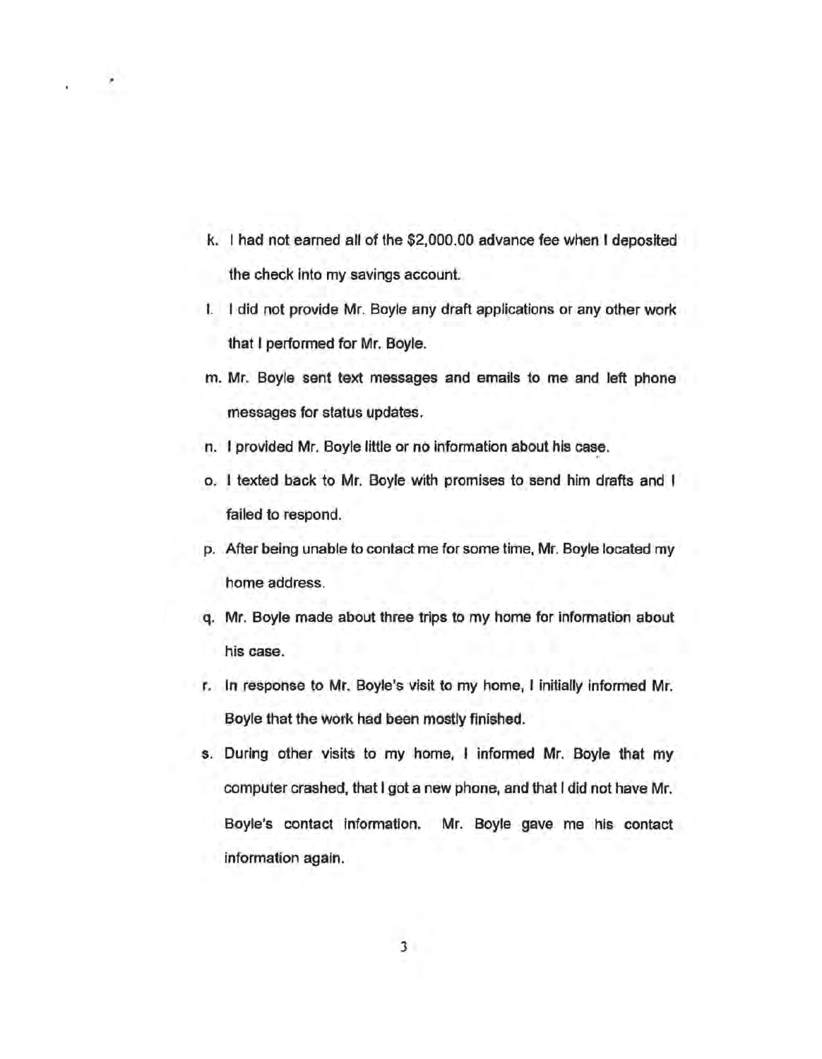k. I had not earned all of the $2,000.00 advance fee when I deposited the check into my savings account.

l. I did not provide Mr. Boyle any draft applications or any other work that I performed for Mr. Boyle.

m. Mr. Boyle sent text messages and emails to me and left phone messages for status updates.

n. I provided Mr. Boyle little or no information about his case.

o. I texted back to Mr. Boyle with promises to send him drafts and I failed to respond.

p. After being unable to contact me for some time, Mr. Boyle located my home address.

q. Mr. Boyle made about three trips to my home for information about his case.

r. In response to Mr. Boyle's visit to my home, I initially informed Mr. Boyle that the work had been mostly finished.

s. During other visits to my home, I informed Mr. Boyle that my computer crashed, that I got a new phone, and that I did not have Mr. Boyle's contact information. Mr. Boyle gave me his contact information again.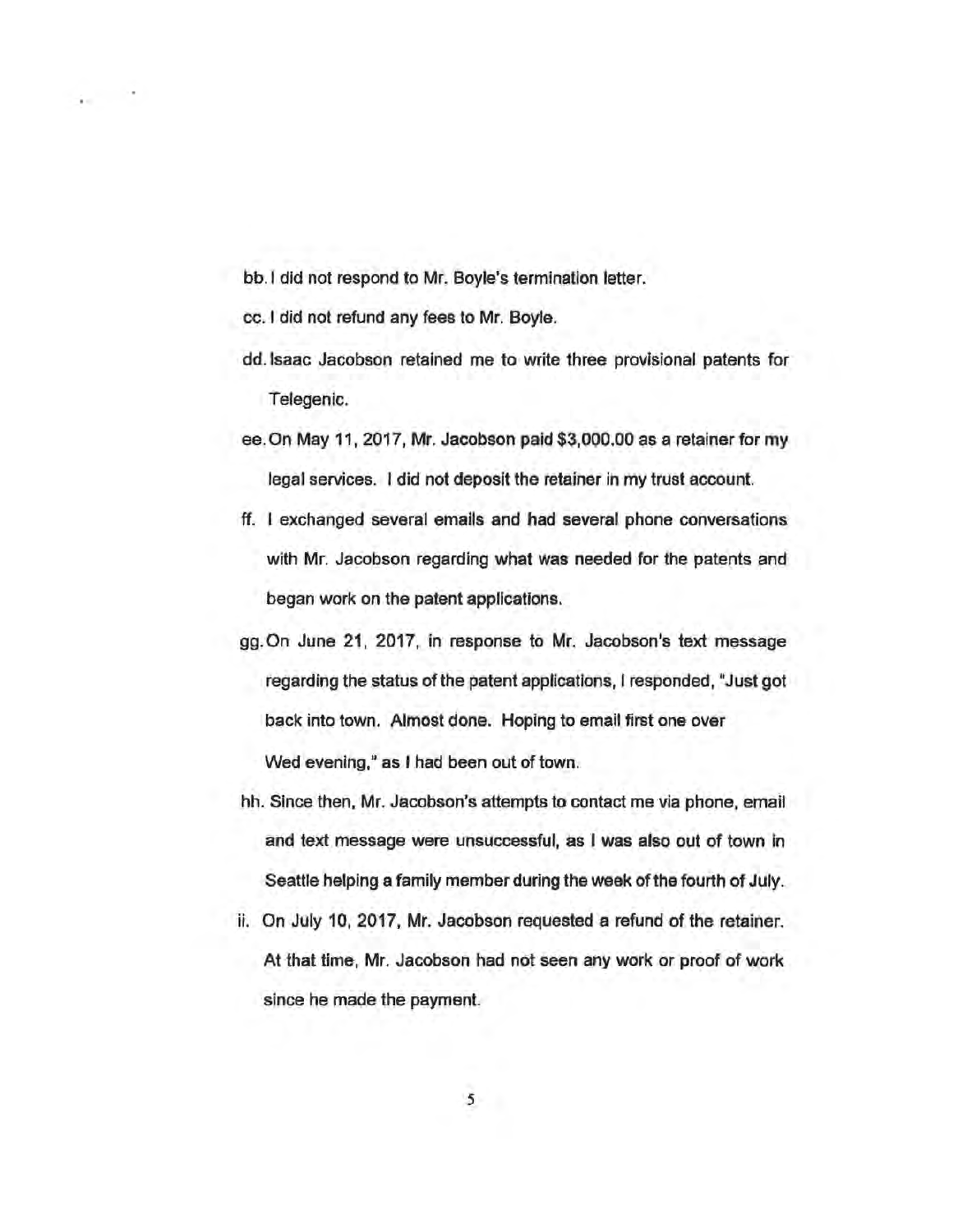bb. I did not respond to Mr. Boyle's termination letter.

cc. I did not refund any fees to Mr. Boyle.

dd. Isaac Jacobson retained me to write three provisional patents for Telegenic.

ee. On May 11, 2017, Mr. Jacobson paid $3,000.00 as a retainer for my legal services. I did not deposit the retainer in my trust account.

ff. I exchanged several emails and had several phone conversations with Mr. Jacobson regarding what was needed for the patents and began work on the patent applications.

gg. On June 21, 2017, in response to Mr. Jacobson's text message regarding the status of the patent applications, I responded, "Just got back into town. Almost done. Hoping to email first one over Wed evening," as I had been out of town.

hh. Since then, Mr. Jacobson's attempts to contact me via phone, email and text message were unsuccessful, as I was also out of town in Seattle helping a family member during the week of the fourth of July.

ii. On July 10, 2017, Mr. Jacobson requested a refund of the retainer. At that time, Mr. Jacobson had not seen any work or proof of work since he made the payment.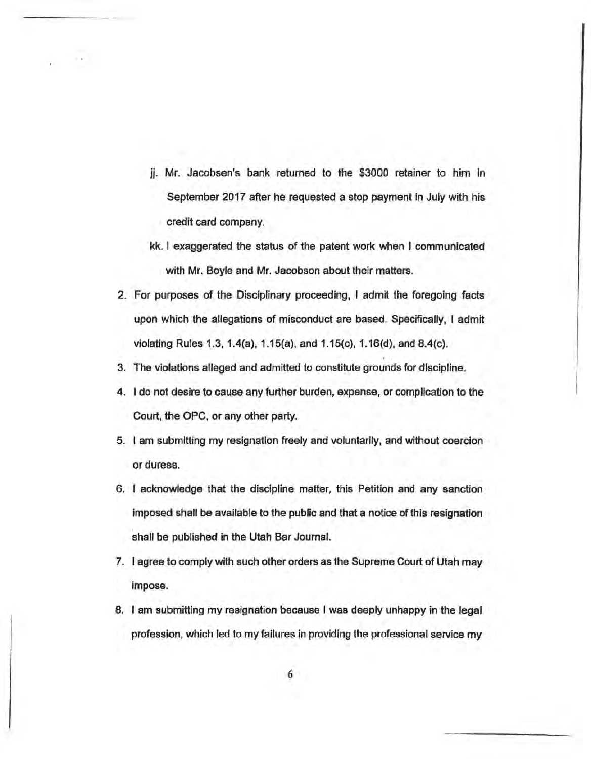jj. Mr. Jacobsen's bank returned to the $3000 retainer to him in September 2017 after he requested a stop payment in July with his credit card company.

kk. I exaggerated the status of the patent work when I communicated with Mr. Boyle and Mr. Jacobson about their matters.

2. For purposes of the Disciplinary proceeding, I admit the foregoing facts upon which the allegations of misconduct are based. Specifically, I admit violating Rules 1.3, 1.4(a), 1.15(a), and 1.15(c), 1.16(d), and 8.4(c).
3. The violations alleged and admitted to constitute grounds for discipline.
4. I do not desire to cause any further burden, expense, or complication to the Court, the OPC, or any other party.
5. I am submitting my resignation freely and voluntarily, and without coercion or duress.
6. I acknowledge that the discipline matter, this Petition and any sanction imposed shall be available to the public and that a notice of this resignation shall be published in the Utah Bar Journal.
7. I agree to comply with such other orders as the Supreme Court of Utah may impose.
8. I am submitting my resignation because I was deeply unhappy in the legal profession, which led to my failures in providing the professional service my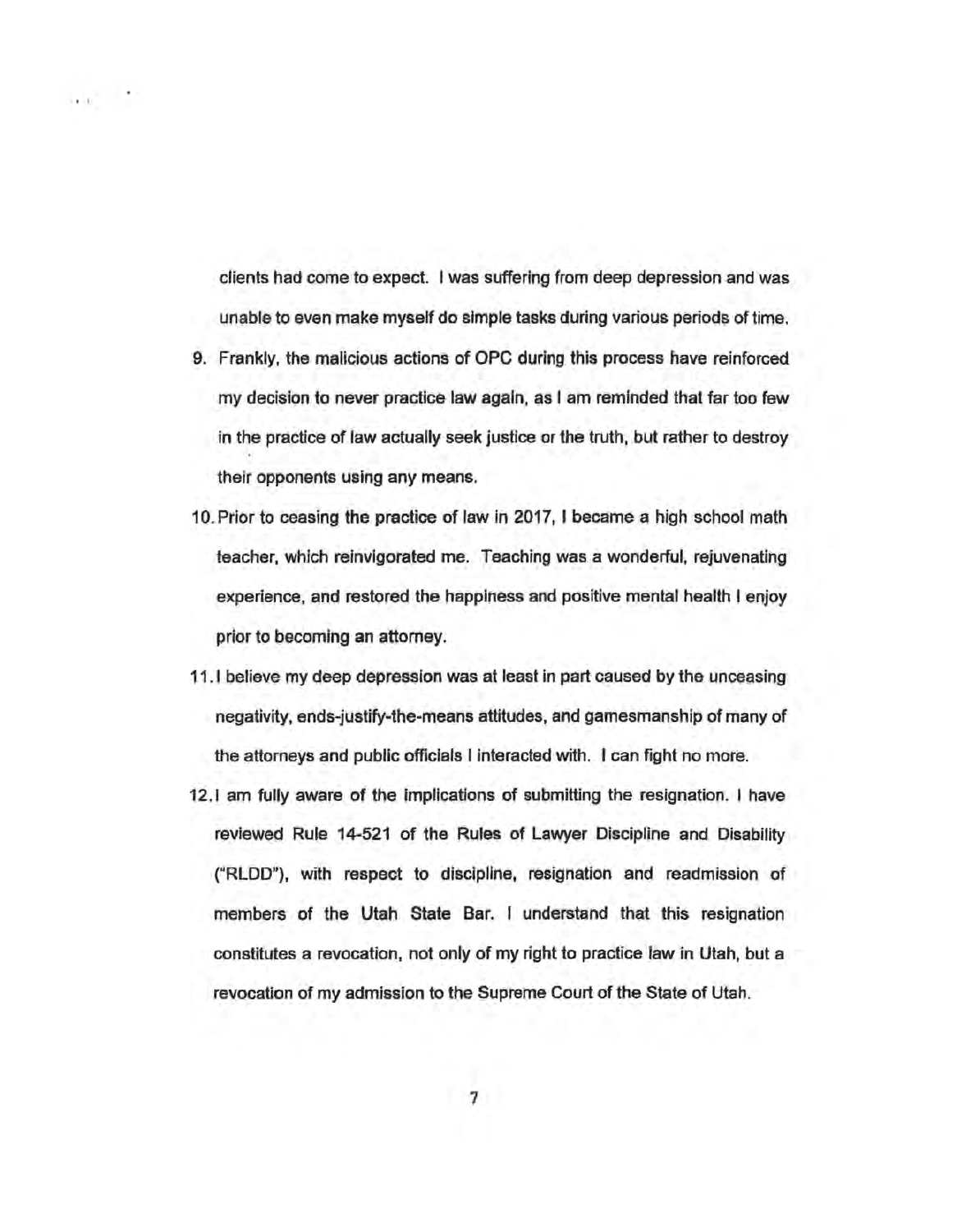clients had come to expect. I was suffering from deep depression and was unable to even make myself do simple tasks during various periods of time.

9. Frankly, the malicious actions of OPC during this process have reinforced my decision to never practice law again, as I am reminded that far too few in the practice of law actually seek justice or the truth, but rather to destroy their opponents using any means.
10. Prior to ceasing the practice of law in 2017, I became a high school math teacher, which reinvigorated me. Teaching was a wonderful, rejuvenating experience, and restored the happiness and positive mental health I enjoy prior to becoming an attorney.
11. I believe my deep depression was at least in part caused by the unceasing negativity, ends-justify-the-means attitudes, and gamesmanship of many of the attorneys and public officials I interacted with. I can fight no more.
12. I am fully aware of the implications of submitting the resignation. I have reviewed Rule 14-521 of the Rules of Lawyer Discipline and Disability ("RLDD"), with respect to discipline, resignation and readmission of members of the Utah State Bar. I understand that this resignation constitutes a revocation, not only of my right to practice law in Utah, but a revocation of my admission to the Supreme Court of the State of Utah.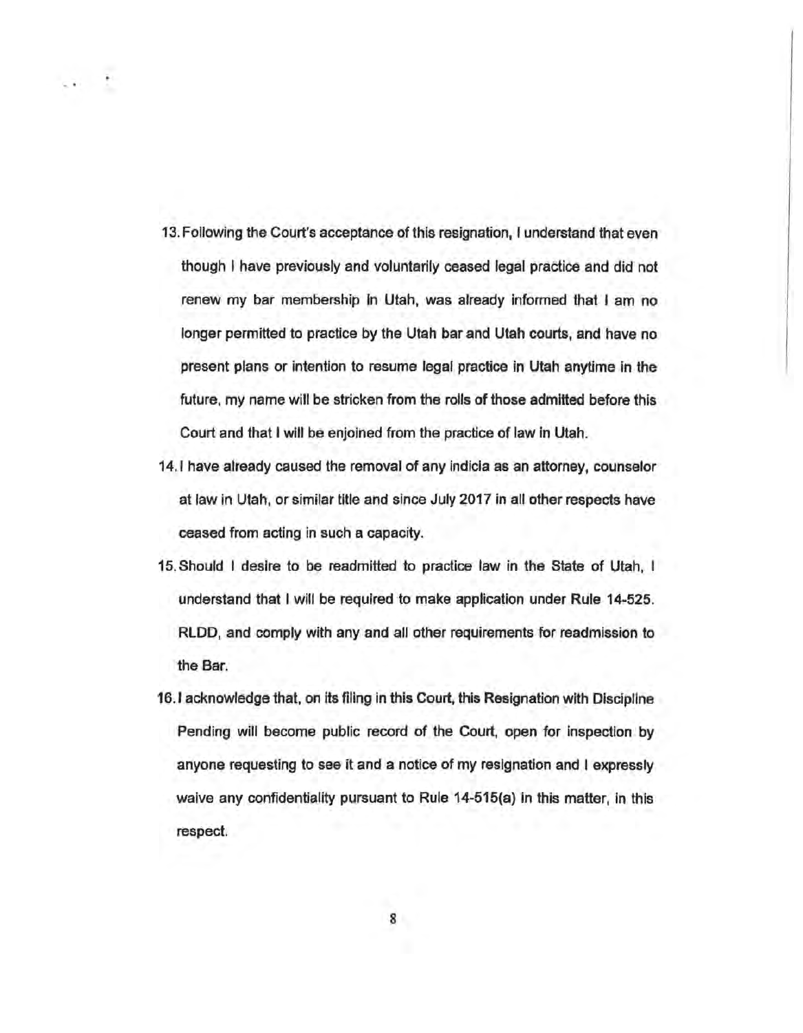13. Following the Court's acceptance of this resignation, I understand that even though I have previously and voluntarily ceased legal practice and did not renew my bar membership in Utah, was already informed that I am no longer permitted to practice by the Utah bar and Utah courts, and have no present plans or intention to resume legal practice in Utah anytime in the future, my name will be stricken from the rolls of those admitted before this Court and that I will be enjoined from the practice of law in Utah.
14. I have already caused the removal of any indicia as an attorney, counselor at law in Utah, or similar title and since July 2017 in all other respects have ceased from acting in such a capacity.
15. Should I desire to be readmitted to practice law in the State of Utah, I understand that I will be required to make application under Rule 14-525. RLDD, and comply with any and all other requirements for readmission to the Bar.
16. I acknowledge that, on its filing in this Court, this Resignation with Discipline Pending will become public record of the Court, open for inspection by anyone requesting to see it and a notice of my resignation and I expressly waive any confidentiality pursuant to Rule 14-515(a) in this matter, in this respect.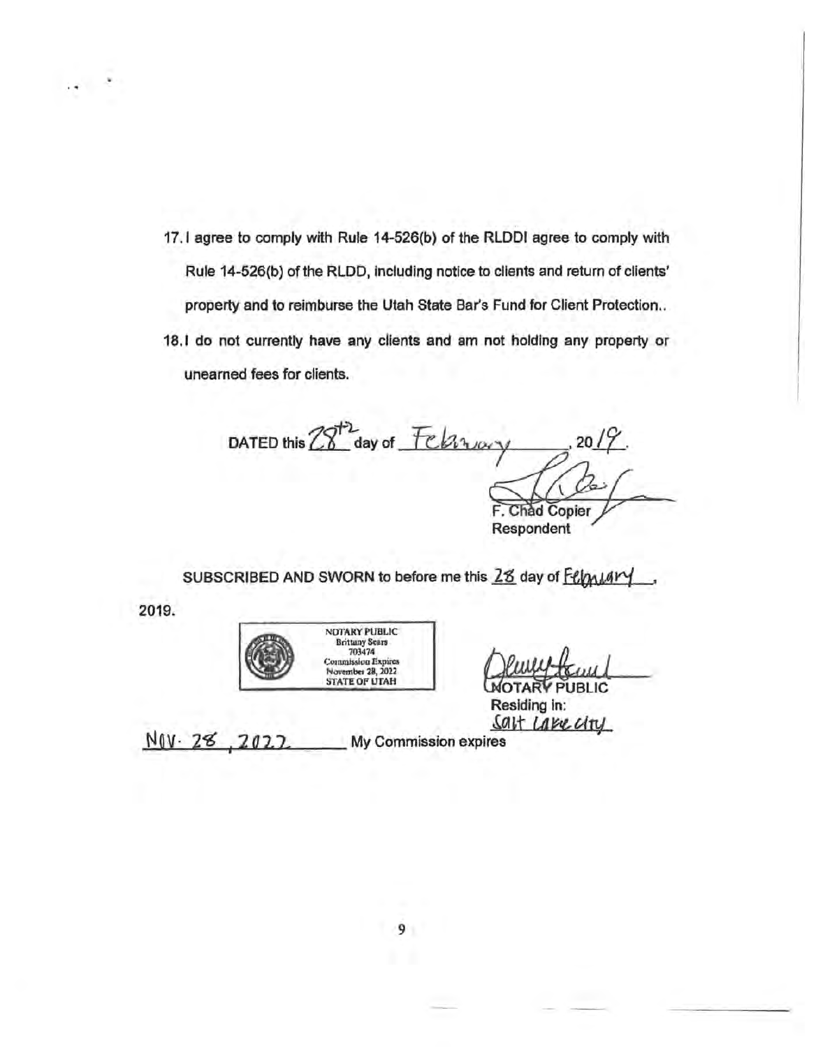17. I agree to comply with Rule 14-526(b) of the RLDDI agree to comply with Rule 14-526(b) of the RLDD, including notice to clients and return of clients' property and to reimburse the Utah State Bar's Fund for Client Protection..

18. I do not currently have any clients and am not holding any property or unearned fees for clients.

DATED this 28th day of February, 2019.

F. Chad Copier
Respondent

SUBSCRIBED AND SWORN to before me this 28 day of February, 2019.

NOTARY PUBLIC
Brittany Sears
703474
Commission Expires
November 28, 2022
STATE OF UTAH

NOTARY PUBLIC
Residing in:
Salt Lake City

Nov. 28, 2022 My Commission expires